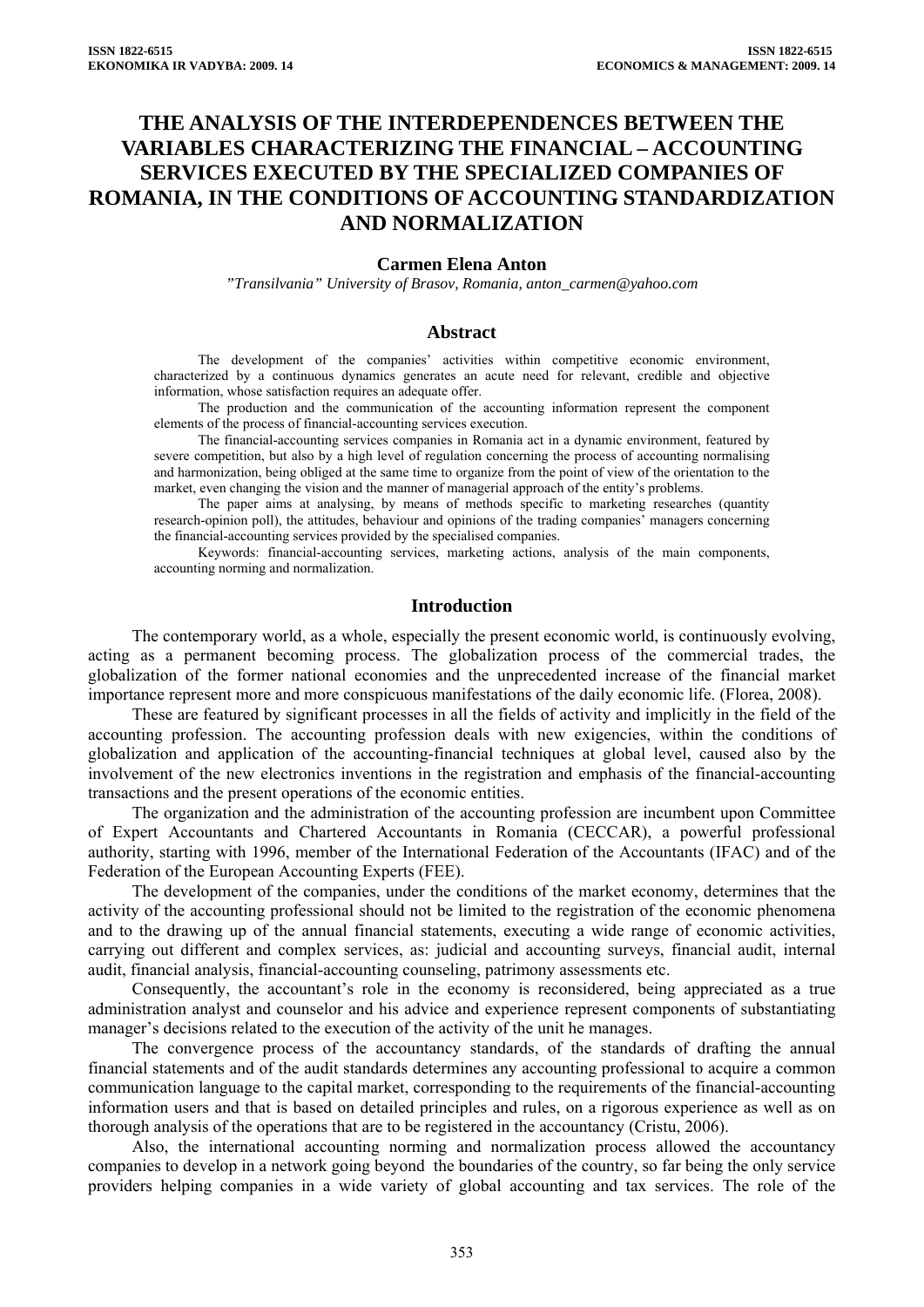# THE ANALYSIS OF THE INTERDEPENDENCES BETWEEN THE VARIABLES CHARACTERIZING THE FINANCIAL – ACCOUNTING SERVICES EXECUTED BY THE SPECIALIZED COMPANIES OF ROMANIA, IN THE CONDITIONS OF ACCOUNTING STANDARDIZATION AND NORMALIZATION

**Carmen Elena Anton**

*"Transilvania" University of Brasov, Romania, anton_carmen@yahoo.com*

## Abstract

The development of the companies' activities within competitive economic environment, characterized by a continuous dynamics generates an acute need for relevant, credible and objective information, whose satisfaction requires an adequate offer.

The production and the communication of the accounting information represent the component elements of the process of financial-accounting services execution.

The financial-accounting services companies in Romania act in a dynamic environment, featured by severe competition, but also by a high level of regulation concerning the process of accounting normalising and harmonization, being obliged at the same time to organize from the point of view of the orientation to the market, even changing the vision and the manner of managerial approach of the entity's problems.

The paper aims at analysing, by means of methods specific to marketing researches (quantity research-opinion poll), the attitudes, behaviour and opinions of the trading companies' managers concerning the financial-accounting services provided by the specialised companies.

Keywords: financial-accounting services, marketing actions, analysis of the main components, accounting norming and normalization.

## Introduction

The contemporary world, as a whole, especially the present economic world, is continuously evolving, acting as a permanent becoming process. The globalization process of the commercial trades, the globalization of the former national economies and the unprecedented increase of the financial market importance represent more and more conspicuous manifestations of the daily economic life. (Florea, 2008).

These are featured by significant processes in all the fields of activity and implicitly in the field of the accounting profession. The accounting profession deals with new exigencies, within the conditions of globalization and application of the accounting-financial techniques at global level, caused also by the involvement of the new electronics inventions in the registration and emphasis of the financial-accounting transactions and the present operations of the economic entities.

The organization and the administration of the accounting profession are incumbent upon Committee of Expert Accountants and Chartered Accountants in Romania (CECCAR), a powerful professional authority, starting with 1996, member of the International Federation of the Accountants (IFAC) and of the Federation of the European Accounting Experts (FEE).

The development of the companies, under the conditions of the market economy, determines that the activity of the accounting professional should not be limited to the registration of the economic phenomena and to the drawing up of the annual financial statements, executing a wide range of economic activities, carrying out different and complex services, as: judicial and accounting surveys, financial audit, internal audit, financial analysis, financial-accounting counseling, patrimony assessments etc.

Consequently, the accountant's role in the economy is reconsidered, being appreciated as a true administration analyst and counselor and his advice and experience represent components of substantiating manager's decisions related to the execution of the activity of the unit he manages.

The convergence process of the accountancy standards, of the standards of drafting the annual financial statements and of the audit standards determines any accounting professional to acquire a common communication language to the capital market, corresponding to the requirements of the financial-accounting information users and that is based on detailed principles and rules, on a rigorous experience as well as on thorough analysis of the operations that are to be registered in the accountancy (Cristu, 2006).

Also, the international accounting norming and normalization process allowed the accountancy companies to develop in a network going beyond the boundaries of the country, so far being the only service providers helping companies in a wide variety of global accounting and tax services. The role of the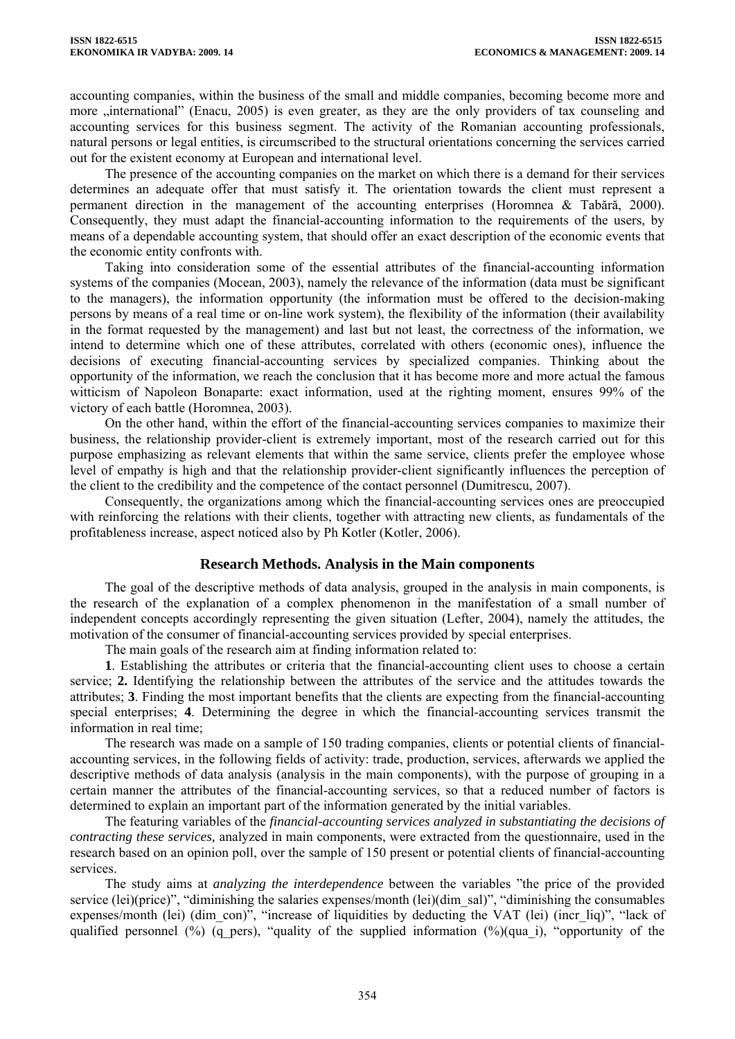accounting companies, within the business of the small and middle companies, becoming become more and more „international" (Enacu, 2005) is even greater, as they are the only providers of tax counseling and accounting services for this business segment. The activity of the Romanian accounting professionals, natural persons or legal entities, is circumscribed to the structural orientations concerning the services carried out for the existent economy at European and international level.

The presence of the accounting companies on the market on which there is a demand for their services determines an adequate offer that must satisfy it. The orientation towards the client must represent a permanent direction in the management of the accounting enterprises (Horomnea & Tabără, 2000). Consequently, they must adapt the financial-accounting information to the requirements of the users, by means of a dependable accounting system, that should offer an exact description of the economic events that the economic entity confronts with.

Taking into consideration some of the essential attributes of the financial-accounting information systems of the companies (Mocean, 2003), namely the relevance of the information (data must be significant to the managers), the information opportunity (the information must be offered to the decision-making persons by means of a real time or on-line work system), the flexibility of the information (their availability in the format requested by the management) and last but not least, the correctness of the information, we intend to determine which one of these attributes, correlated with others (economic ones), influence the decisions of executing financial-accounting services by specialized companies. Thinking about the opportunity of the information, we reach the conclusion that it has become more and more actual the famous witticism of Napoleon Bonaparte: exact information, used at the righting moment, ensures 99% of the victory of each battle (Horomnea, 2003).

On the other hand, within the effort of the financial-accounting services companies to maximize their business, the relationship provider-client is extremely important, most of the research carried out for this purpose emphasizing as relevant elements that within the same service, clients prefer the employee whose level of empathy is high and that the relationship provider-client significantly influences the perception of the client to the credibility and the competence of the contact personnel (Dumitrescu, 2007).

Consequently, the organizations among which the financial-accounting services ones are preoccupied with reinforcing the relations with their clients, together with attracting new clients, as fundamentals of the profitableness increase, aspect noticed also by Ph Kotler (Kotler, 2006).

## Research Methods. Analysis in the Main components

The goal of the descriptive methods of data analysis, grouped in the analysis in main components, is the research of the explanation of a complex phenomenon in the manifestation of a small number of independent concepts accordingly representing the given situation (Lefter, 2004), namely the attitudes, the motivation of the consumer of financial-accounting services provided by special enterprises.

The main goals of the research aim at finding information related to:

**1**. Establishing the attributes or criteria that the financial-accounting client uses to choose a certain service; **2.** Identifying the relationship between the attributes of the service and the attitudes towards the attributes; **3**. Finding the most important benefits that the clients are expecting from the financial-accounting special enterprises; **4**. Determining the degree in which the financial-accounting services transmit the information in real time;

The research was made on a sample of 150 trading companies, clients or potential clients of financial-accounting services, in the following fields of activity: trade, production, services, afterwards we applied the descriptive methods of data analysis (analysis in the main components), with the purpose of grouping in a certain manner the attributes of the financial-accounting services, so that a reduced number of factors is determined to explain an important part of the information generated by the initial variables.

The featuring variables of the *financial-accounting services analyzed in substantiating the decisions of contracting these services,* analyzed in main components, were extracted from the questionnaire, used in the research based on an opinion poll, over the sample of 150 present or potential clients of financial-accounting services.

The study aims at *analyzing the interdependence* between the variables "the price of the provided service (lei)(price)", "diminishing the salaries expenses/month (lei)(dim_sal)", "diminishing the consumables expenses/month (lei) (dim_con)", "increase of liquidities by deducting the VAT (lei) (incr_liq)", "lack of qualified personnel (%) (q_pers), "quality of the supplied information (%)(qua_i), "opportunity of the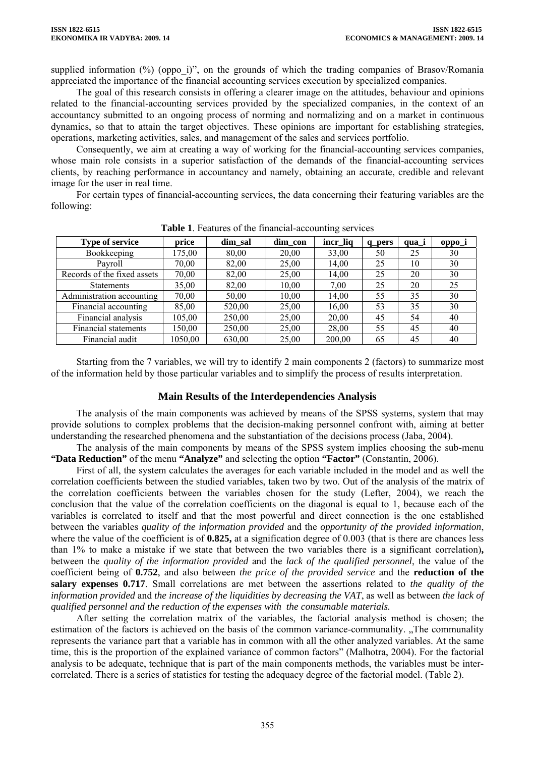supplied information (%) (oppo_i)", on the grounds of which the trading companies of Brasov/Romania appreciated the importance of the financial accounting services execution by specialized companies.

The goal of this research consists in offering a clearer image on the attitudes, behaviour and opinions related to the financial-accounting services provided by the specialized companies, in the context of an accountancy submitted to an ongoing process of norming and normalizing and on a market in continuous dynamics, so that to attain the target objectives. These opinions are important for establishing strategies, operations, marketing activities, sales, and management of the sales and services portfolio.

Consequently, we aim at creating a way of working for the financial-accounting services companies, whose main role consists in a superior satisfaction of the demands of the financial-accounting services clients, by reaching performance in accountancy and namely, obtaining an accurate, credible and relevant image for the user in real time.

For certain types of financial-accounting services, the data concerning their featuring variables are the following:

**Table 1**. Features of the financial-accounting services

| Type of service | price | dim_sal | dim_con | incr_liq | q_pers | qua_i | oppo_i |
|---|---|---|---|---|---|---|---|
| Bookkeeping | 175,00 | 80,00 | 20,00 | 33,00 | 50 | 25 | 30 |
| Payroll | 70,00 | 82,00 | 25,00 | 14,00 | 25 | 10 | 30 |
| Records of the fixed assets | 70,00 | 82,00 | 25,00 | 14,00 | 25 | 20 | 30 |
| Statements | 35,00 | 82,00 | 10,00 | 7,00 | 25 | 20 | 25 |
| Administration accounting | 70,00 | 50,00 | 10,00 | 14,00 | 55 | 35 | 30 |
| Financial accounting | 85,00 | 520,00 | 25,00 | 16,00 | 53 | 35 | 30 |
| Financial analysis | 105,00 | 250,00 | 25,00 | 20,00 | 45 | 54 | 40 |
| Financial statements | 150,00 | 250,00 | 25,00 | 28,00 | 55 | 45 | 40 |
| Financial audit | 1050,00 | 630,00 | 25,00 | 200,00 | 65 | 45 | 40 |

Starting from the 7 variables, we will try to identify 2 main components 2 (factors) to summarize most of the information held by those particular variables and to simplify the process of results interpretation.

## Main Results of the Interdependencies Analysis

The analysis of the main components was achieved by means of the SPSS systems, system that may provide solutions to complex problems that the decision-making personnel confront with, aiming at better understanding the researched phenomena and the substantiation of the decisions process (Jaba, 2004).

The analysis of the main components by means of the SPSS system implies choosing the sub-menu **"Data Reduction"** of the menu **"Analyze"** and selecting the option **"Factor"** (Constantin, 2006).

First of all, the system calculates the averages for each variable included in the model and as well the correlation coefficients between the studied variables, taken two by two. Out of the analysis of the matrix of the correlation coefficients between the variables chosen for the study (Lefter, 2004), we reach the conclusion that the value of the correlation coefficients on the diagonal is equal to 1, because each of the variables is correlated to itself and that the most powerful and direct connection is the one established between the variables *quality of the information provided* and the *opportunity of the provided information*, where the value of the coefficient is of **0.825,** at a signification degree of 0.003 (that is there are chances less than 1% to make a mistake if we state that between the two variables there is a significant correlation)**,** between the *quality of the information provided* and the *lack of the qualified personnel*, the value of the coefficient being of **0.752**, and also between *the price of the provided service* and the **reduction of the salary expenses 0.717**. Small correlations are met between the assertions related to *the quality of the information provided* and *the increase of the liquidities by decreasing the VAT*, as well as between *the lack of qualified personnel and the reduction of the expenses with the consumable materials.*

After setting the correlation matrix of the variables, the factorial analysis method is chosen; the estimation of the factors is achieved on the basis of the common variance-communality. „The communality represents the variance part that a variable has in common with all the other analyzed variables. At the same time, this is the proportion of the explained variance of common factors" (Malhotra, 2004). For the factorial analysis to be adequate, technique that is part of the main components methods, the variables must be inter-correlated. There is a series of statistics for testing the adequacy degree of the factorial model. (Table 2).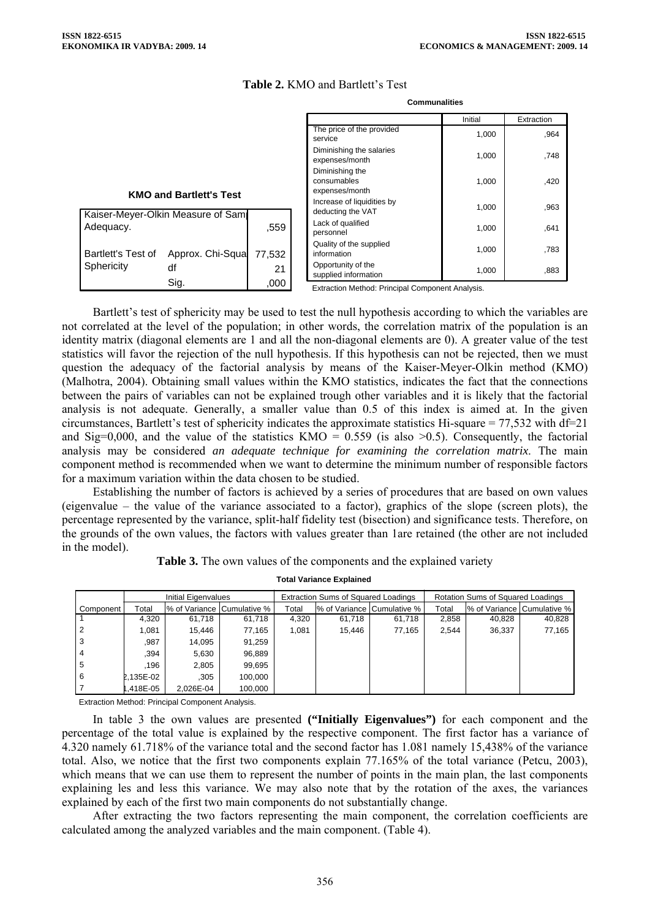**Table 2.** KMO and Bartlett's Test

**KMO and Bartlett's Test**

| | | |
|---|---|---|
| Kaiser-Meyer-Olkin Measure of Sampling Adequacy. | | ,559 |
| Bartlett's Test of Sphericity | Approx. Chi-Square | 77,532 |
| | df | 21 |
| | Sig. | ,000 |

**Communalities**

| | Initial | Extraction |
|---|---|---|
| The price of the provided service | 1,000 | ,964 |
| Diminishing the salaries expenses/month | 1,000 | ,748 |
| Diminishing the consumables expenses/month | 1,000 | ,420 |
| Increase of liquidities by deducting the VAT | 1,000 | ,963 |
| Lack of qualified personnel | 1,000 | ,641 |
| Quality of the supplied information | 1,000 | ,783 |
| Opportunity of the supplied information | 1,000 | ,883 |

Extraction Method: Principal Component Analysis.

Bartlett's test of sphericity may be used to test the null hypothesis according to which the variables are not correlated at the level of the population; in other words, the correlation matrix of the population is an identity matrix (diagonal elements are 1 and all the non-diagonal elements are 0). A greater value of the test statistics will favor the rejection of the null hypothesis. If this hypothesis can not be rejected, then we must question the adequacy of the factorial analysis by means of the Kaiser-Meyer-Olkin method (KMO) (Malhotra, 2004). Obtaining small values within the KMO statistics, indicates the fact that the connections between the pairs of variables can not be explained trough other variables and it is likely that the factorial analysis is not adequate. Generally, a smaller value than 0.5 of this index is aimed at. In the given circumstances, Bartlett's test of sphericity indicates the approximate statistics Hi-square = 77,532 with df=21 and Sig=0,000, and the value of the statistics KMO = 0.559 (is also >0.5). Consequently, the factorial analysis may be considered *an adequate technique for examining the correlation matrix*. The main component method is recommended when we want to determine the minimum number of responsible factors for a maximum variation within the data chosen to be studied.

Establishing the number of factors is achieved by a series of procedures that are based on own values (eigenvalue – the value of the variance associated to a factor), graphics of the slope (screen plots), the percentage represented by the variance, split-half fidelity test (bisection) and significance tests. Therefore, on the grounds of the own values, the factors with values greater than 1are retained (the other are not included in the model).

**Table 3.** The own values of the components and the explained variety

**Total Variance Explained**

| Component | Initial Eigenvalues | | | Extraction Sums of Squared Loadings | | | Rotation Sums of Squared Loadings | | |
|---|---|---|---|---|---|---|---|---|---|
| | Total | % of Variance | Cumulative % | Total | % of Variance | Cumulative % | Total | % of Variance | Cumulative % |
| 1 | 4,320 | 61,718 | 61,718 | 4,320 | 61,718 | 61,718 | 2,858 | 40,828 | 40,828 |
| 2 | 1,081 | 15,446 | 77,165 | 1,081 | 15,446 | 77,165 | 2,544 | 36,337 | 77,165 |
| 3 | ,987 | 14,095 | 91,259 | | | | | | |
| 4 | ,394 | 5,630 | 96,889 | | | | | | |
| 5 | ,196 | 2,805 | 99,695 | | | | | | |
| 6 | 2,135E-02 | ,305 | 100,000 | | | | | | |
| 7 | 1,418E-05 | 2,026E-04 | 100,000 | | | | | | |

Extraction Method: Principal Component Analysis.

In table 3 the own values are presented **("Initially Eigenvalues")** for each component and the percentage of the total value is explained by the respective component. The first factor has a variance of 4.320 namely 61.718% of the variance total and the second factor has 1.081 namely 15,438% of the variance total. Also, we notice that the first two components explain 77.165% of the total variance (Petcu, 2003), which means that we can use them to represent the number of points in the main plan, the last components explaining les and less this variance. We may also note that by the rotation of the axes, the variances explained by each of the first two main components do not substantially change.

After extracting the two factors representing the main component, the correlation coefficients are calculated among the analyzed variables and the main component. (Table 4).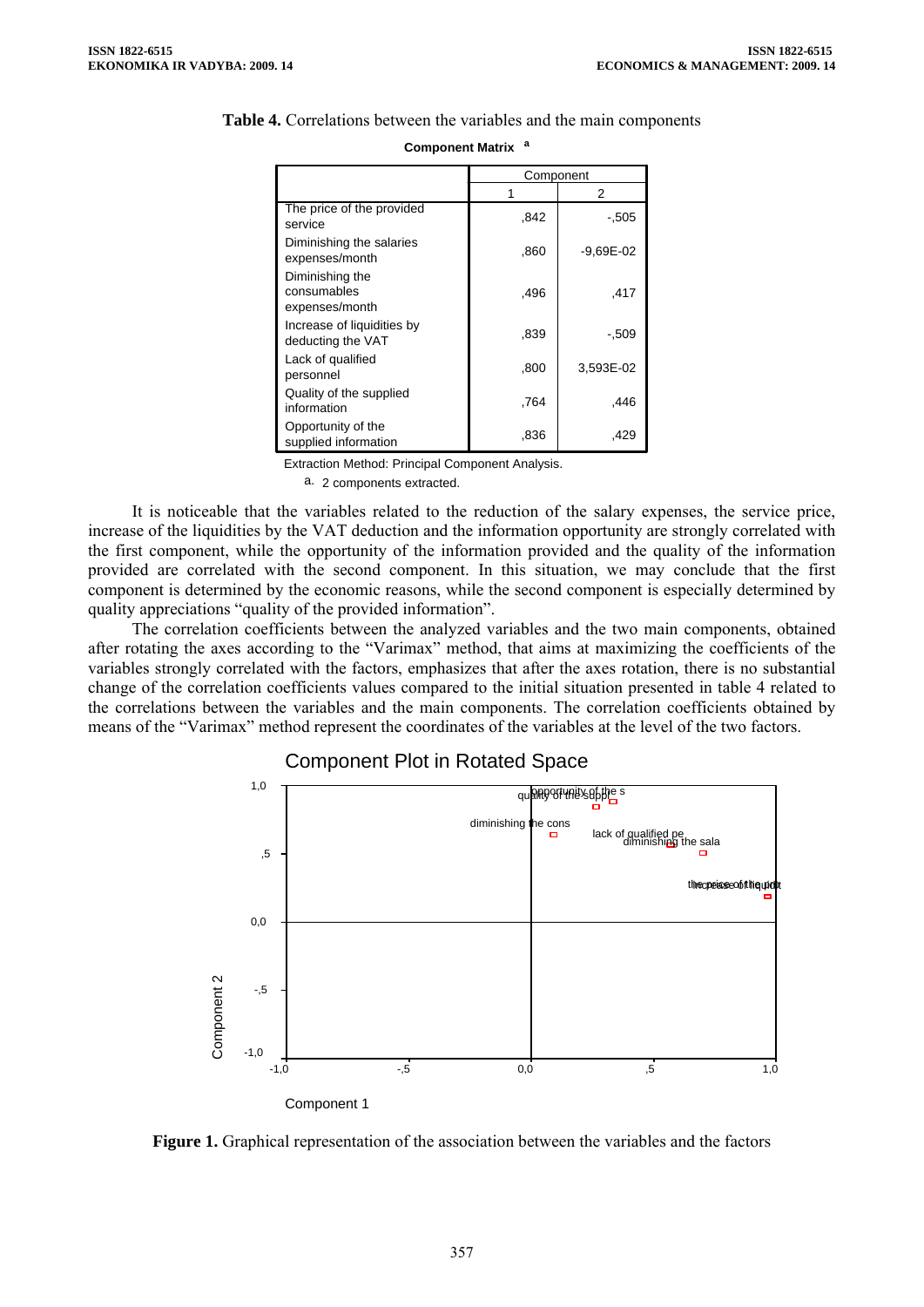**Table 4.** Correlations between the variables and the main components

**Component Matrix** [a]

| | Component | |
|---|---|---|
| | 1 | 2 |
| The price of the provided service | ,842 | -,505 |
| Diminishing the salaries expenses/month | ,860 | -9,69E-02 |
| Diminishing the consumables expenses/month | ,496 | ,417 |
| Increase of liquidities by deducting the VAT | ,839 | -,509 |
| Lack of qualified personnel | ,800 | 3,593E-02 |
| Quality of the supplied information | ,764 | ,446 |
| Opportunity of the supplied information | ,836 | ,429 |

Extraction Method: Principal Component Analysis.

a. 2 components extracted.

It is noticeable that the variables related to the reduction of the salary expenses, the service price, increase of the liquidities by the VAT deduction and the information opportunity are strongly correlated with the first component, while the opportunity of the information provided and the quality of the information provided are correlated with the second component. In this situation, we may conclude that the first component is determined by the economic reasons, while the second component is especially determined by quality appreciations "quality of the provided information".

The correlation coefficients between the analyzed variables and the two main components, obtained after rotating the axes according to the "Varimax" method, that aims at maximizing the coefficients of the variables strongly correlated with the factors, emphasizes that after the axes rotation, there is no substantial change of the correlation coefficients values compared to the initial situation presented in table 4 related to the correlations between the variables and the main components. The correlation coefficients obtained by means of the "Varimax" method represent the coordinates of the variables at the level of the two factors.

**Figure 1.** Graphical representation of the association between the variables and the factors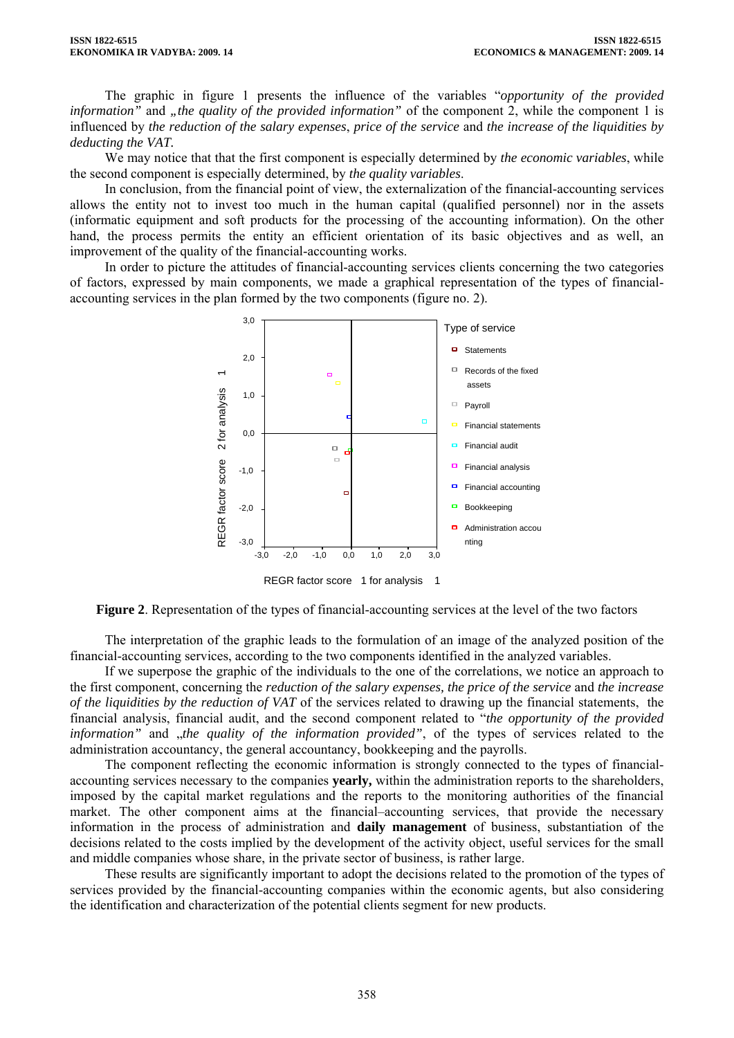The graphic in figure 1 presents the influence of the variables "*opportunity of the provided information"* and *„the quality of the provided information"* of the component 2, while the component 1 is influenced by *the reduction of the salary expenses*, *price of the service* and *the increase of the liquidities by deducting the VAT*.

We may notice that that the first component is especially determined by *the economic variables*, while the second component is especially determined, by *the quality variables*.

In conclusion, from the financial point of view, the externalization of the financial-accounting services allows the entity not to invest too much in the human capital (qualified personnel) nor in the assets (informatic equipment and soft products for the processing of the accounting information). On the other hand, the process permits the entity an efficient orientation of its basic objectives and as well, an improvement of the quality of the financial-accounting works.

In order to picture the attitudes of financial-accounting services clients concerning the two categories of factors, expressed by main components, we made a graphical representation of the types of financial-accounting services in the plan formed by the two components (figure no. 2).

**Figure 2**. Representation of the types of financial-accounting services at the level of the two factors

The interpretation of the graphic leads to the formulation of an image of the analyzed position of the financial-accounting services, according to the two components identified in the analyzed variables.

If we superpose the graphic of the individuals to the one of the correlations, we notice an approach to the first component, concerning the *reduction of the salary expenses, the price of the service* and *the increase of the liquidities by the reduction of VAT* of the services related to drawing up the financial statements, the financial analysis, financial audit, and the second component related to "*the opportunity of the provided information"* and „*the quality of the information provided"*, of the types of services related to the administration accountancy, the general accountancy, bookkeeping and the payrolls.

The component reflecting the economic information is strongly connected to the types of financial-accounting services necessary to the companies **yearly,** within the administration reports to the shareholders, imposed by the capital market regulations and the reports to the monitoring authorities of the financial market. The other component aims at the financial–accounting services, that provide the necessary information in the process of administration and **daily management** of business, substantiation of the decisions related to the costs implied by the development of the activity object, useful services for the small and middle companies whose share, in the private sector of business, is rather large.

These results are significantly important to adopt the decisions related to the promotion of the types of services provided by the financial-accounting companies within the economic agents, but also considering the identification and characterization of the potential clients segment for new products.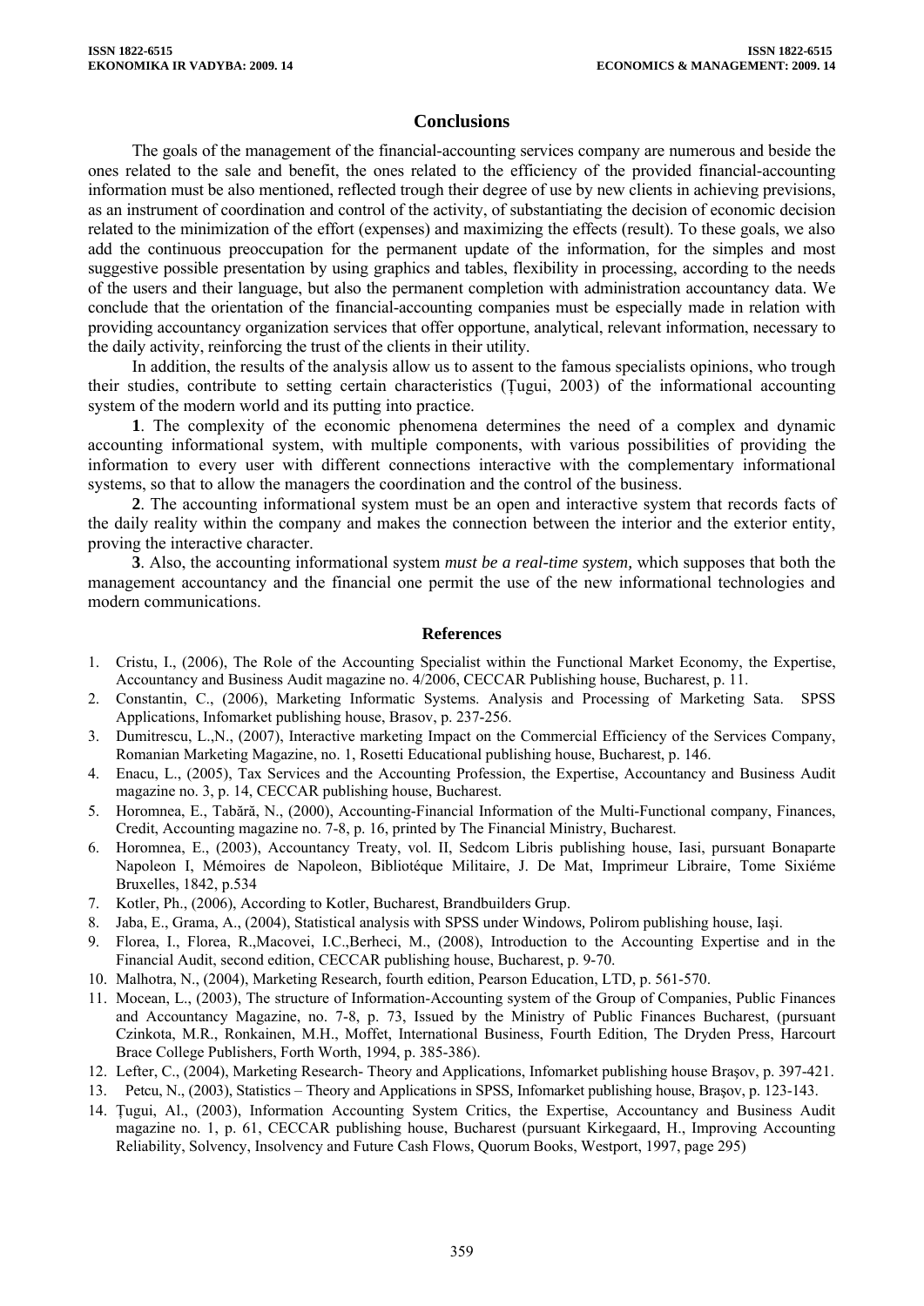## Conclusions

The goals of the management of the financial-accounting services company are numerous and beside the ones related to the sale and benefit, the ones related to the efficiency of the provided financial-accounting information must be also mentioned, reflected trough their degree of use by new clients in achieving previsions, as an instrument of coordination and control of the activity, of substantiating the decision of economic decision related to the minimization of the effort (expenses) and maximizing the effects (result). To these goals, we also add the continuous preoccupation for the permanent update of the information, for the simples and most suggestive possible presentation by using graphics and tables, flexibility in processing, according to the needs of the users and their language, but also the permanent completion with administration accountancy data. We conclude that the orientation of the financial-accounting companies must be especially made in relation with providing accountancy organization services that offer opportune, analytical, relevant information, necessary to the daily activity, reinforcing the trust of the clients in their utility.

In addition, the results of the analysis allow us to assent to the famous specialists opinions, who trough their studies, contribute to setting certain characteristics (Ţugui, 2003) of the informational accounting system of the modern world and its putting into practice.

**1**. The complexity of the economic phenomena determines the need of a complex and dynamic accounting informational system, with multiple components, with various possibilities of providing the information to every user with different connections interactive with the complementary informational systems, so that to allow the managers the coordination and the control of the business.

**2**. The accounting informational system must be an open and interactive system that records facts of the daily reality within the company and makes the connection between the interior and the exterior entity, proving the interactive character.

**3**. Also, the accounting informational system *must be a real-time system,* which supposes that both the management accountancy and the financial one permit the use of the new informational technologies and modern communications.

## References

1. Cristu, I., (2006), The Role of the Accounting Specialist within the Functional Market Economy, the Expertise, Accountancy and Business Audit magazine no. 4/2006, CECCAR Publishing house, Bucharest, p. 11.
2. Constantin, C., (2006), Marketing Informatic Systems. Analysis and Processing of Marketing Sata. SPSS Applications, Infomarket publishing house, Brasov, p. 237-256.
3. Dumitrescu, L.,N., (2007), Interactive marketing Impact on the Commercial Efficiency of the Services Company, Romanian Marketing Magazine, no. 1, Rosetti Educational publishing house, Bucharest, p. 146.
4. Enacu, L., (2005), Tax Services and the Accounting Profession, the Expertise, Accountancy and Business Audit magazine no. 3, p. 14, CECCAR publishing house, Bucharest.
5. Horomnea, E., Tabără, N., (2000), Accounting-Financial Information of the Multi-Functional company, Finances, Credit, Accounting magazine no. 7-8, p. 16, printed by The Financial Ministry, Bucharest.
6. Horomnea, E., (2003), Accountancy Treaty, vol. II, Sedcom Libris publishing house, Iasi, pursuant Bonaparte Napoleon I, Mémoires de Napoleon, Bibliotéque Militaire, J. De Mat, Imprimeur Libraire, Tome Sixiéme Bruxelles, 1842, p.534
7. Kotler, Ph., (2006), According to Kotler, Bucharest, Brandbuilders Grup.
8. Jaba, E., Grama, A., (2004), Statistical analysis with SPSS under Windows, Polirom publishing house, Iaşi.
9. Florea, I., Florea, R.,Macovei, I.C.,Berheci, M., (2008), Introduction to the Accounting Expertise and in the Financial Audit, second edition, CECCAR publishing house, Bucharest, p. 9-70.
10. Malhotra, N., (2004), Marketing Research, fourth edition, Pearson Education, LTD, p. 561-570.
11. Mocean, L., (2003), The structure of Information-Accounting system of the Group of Companies, Public Finances and Accountancy Magazine, no. 7-8, p. 73, Issued by the Ministry of Public Finances Bucharest, (pursuant Czinkota, M.R., Ronkainen, M.H., Moffet, International Business, Fourth Edition, The Dryden Press, Harcourt Brace College Publishers, Forth Worth, 1994, p. 385-386).
12. Lefter, C., (2004), Marketing Research- Theory and Applications, Infomarket publishing house Braşov, p. 397-421.
13. Petcu, N., (2003), Statistics – Theory and Applications in SPSS, Infomarket publishing house, Braşov, p. 123-143.
14. Ţugui, Al., (2003), Information Accounting System Critics, the Expertise, Accountancy and Business Audit magazine no. 1, p. 61, CECCAR publishing house, Bucharest (pursuant Kirkegaard, H., Improving Accounting Reliability, Solvency, Insolvency and Future Cash Flows, Quorum Books, Westport, 1997, page 295)